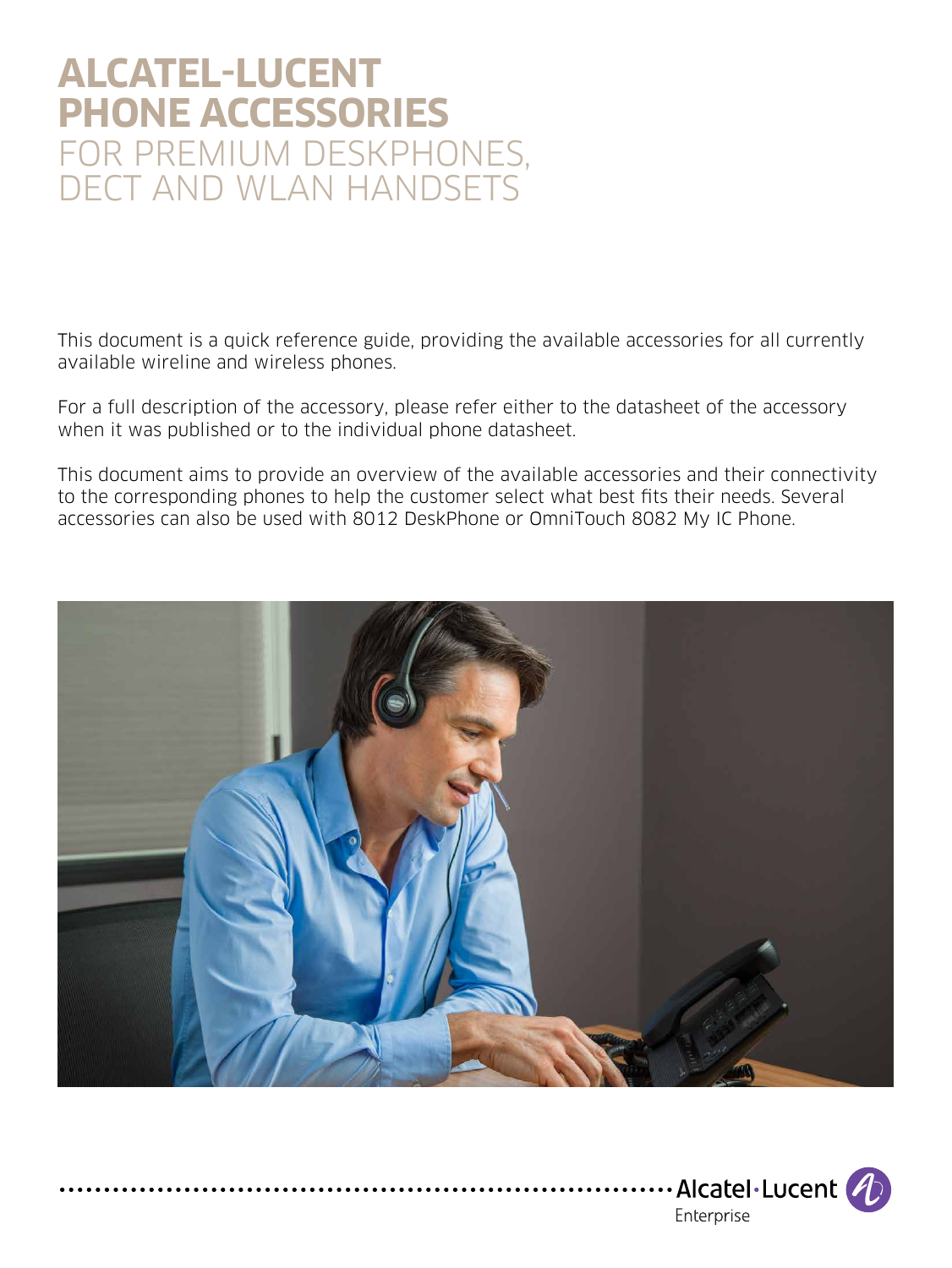# ALCATEL-LUCENT PHONE ACCESSORIES

## FOR PREMIUM DESKPHONES, DECT AND WLAN HANDSETS

This document is a quick reference guide, providing the available accessories for all currently available wireline and wireless phones.

For a full description of the accessory, please refer either to the datasheet of the accessory when it was published or to the individual phone datasheet.

This document aims to provide an overview of the available accessories and their connectivity to the corresponding phones to help the customer select what best fits their needs. Several accessories can also be used with 8012 DeskPhone or OmniTouch 8082 My IC Phone.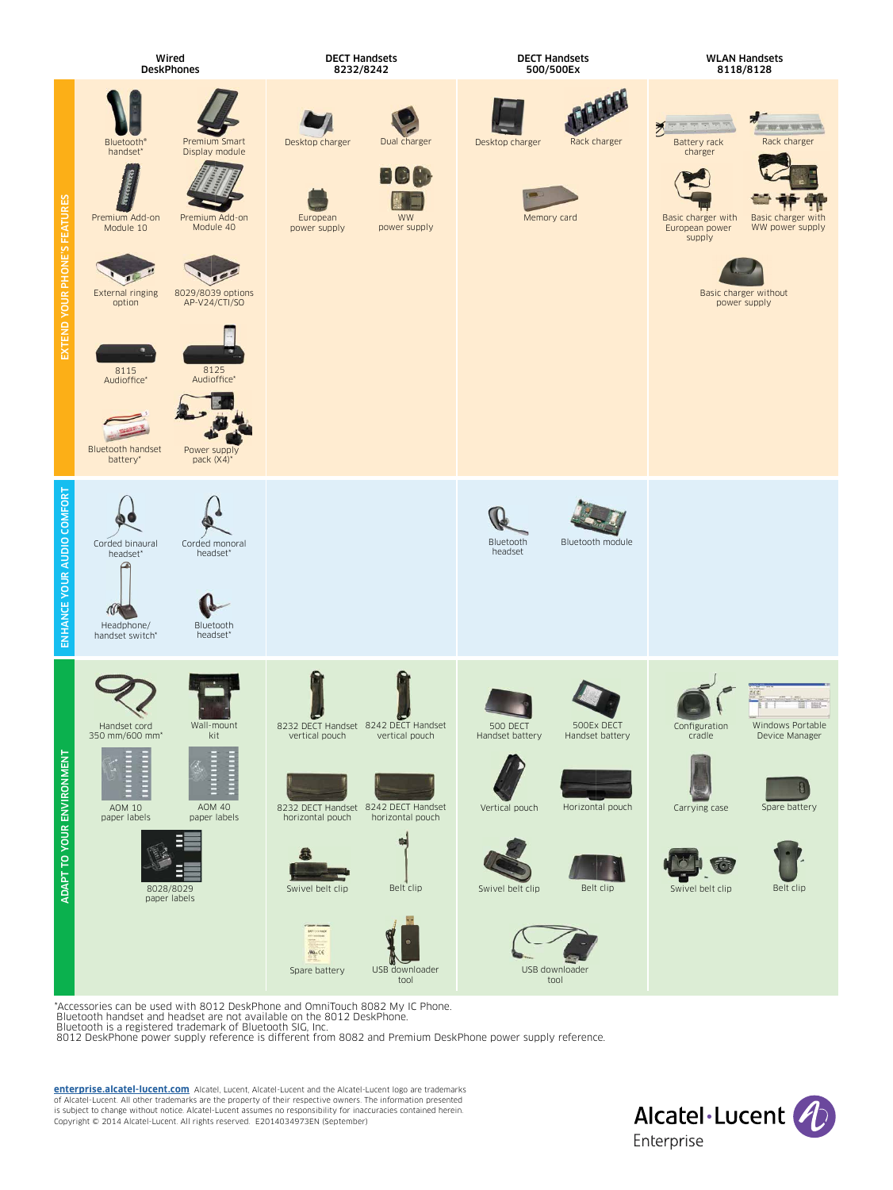| | Wired DeskPhones | DECT Handsets 8232/8242 | DECT Handsets 500/500Ex | WLAN Handsets 8118/8128 |
|---|---|---|---|---|
| EXTEND YOUR PHONE'S FEATURES | Bluetooth® handset*<br>Premium Smart Display module<br>Premium Add-on Module 10<br>Premium Add-on Module 40<br>External ringing option<br>8029/8039 options AP-V24/CTI/SO<br>8115 Audioffice*<br>8125 Audioffice*<br>Bluetooth handset battery*<br>Power supply pack (X4)* | Desktop charger<br>Dual charger<br>European power supply<br>WW power supply | Desktop charger<br>Rack charger<br>Memory card | Battery rack charger<br>Rack charger<br>Basic charger with European power supply<br>Basic charger with WW power supply<br>Basic charger without power supply |
| ENHANCE YOUR AUDIO COMFORT | Corded binaural headset*<br>Corded monoral headset*<br>Headphone/ handset switch*<br>Bluetooth headset* | | Bluetooth headset<br>Bluetooth module | |
| ADAPT TO YOUR ENVIRONMENT | Handset cord 350 mm/600 mm*<br>Wall-mount kit<br>AOM 10 paper labels<br>AOM 40 paper labels<br>8028/8029 paper labels | 8232 DECT Handset vertical pouch<br>8242 DECT Handset vertical pouch<br>8232 DECT Handset horizontal pouch<br>8242 DECT Handset horizontal pouch<br>Swivel belt clip<br>Belt clip<br>Spare battery<br>USB downloader tool | 500 DECT Handset battery<br>500Ex DECT Handset battery<br>Vertical pouch<br>Horizontal pouch<br>Swivel belt clip<br>Belt clip<br>USB downloader tool | Configuration cradle<br>Windows Portable Device Manager<br>Carrying case<br>Spare battery<br>Swivel belt clip<br>Belt clip |

*Accessories can be used with 8012 DeskPhone and OmniTouch 8082 My IC Phone.
Bluetooth handset and headset are not available on the 8012 DeskPhone.
Bluetooth is a registered trademark of Bluetooth SIG, Inc.
8012 DeskPhone power supply reference is different from 8082 and Premium DeskPhone power supply reference.

**enterprise.alcatel-lucent.com** Alcatel, Lucent, Alcatel-Lucent and the Alcatel-Lucent logo are trademarks of Alcatel-Lucent. All other trademarks are the property of their respective owners. The information presented is subject to change without notice. Alcatel-Lucent assumes no responsibility for inaccuracies contained herein. Copyright © 2014 Alcatel-Lucent. All rights reserved. E2014034973EN (September)

Alcatel·Lucent Enterprise